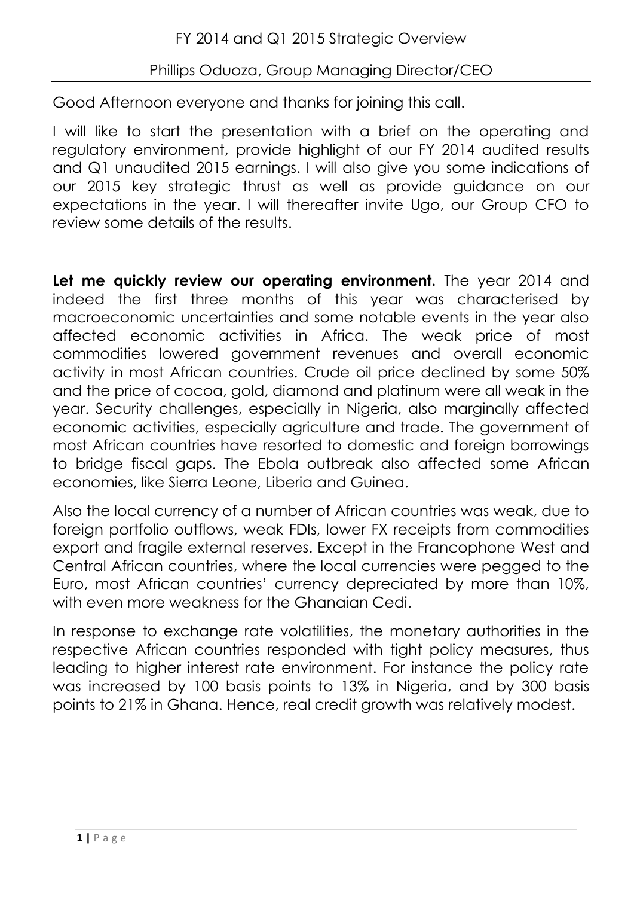# FY 2014 and Q1 2015 Strategic Overview

## Phillips Oduoza, Group Managing Director/CEO

Good Afternoon everyone and thanks for joining this call.

I will like to start the presentation with a brief on the operating and regulatory environment, provide highlight of our FY 2014 audited results and Q1 unaudited 2015 earnings. I will also give you some indications of our 2015 key strategic thrust as well as provide guidance on our expectations in the year. I will thereafter invite Ugo, our Group CFO to review some details of the results.

**Let me quickly review our operating environment.** The year 2014 and indeed the first three months of this year was characterised by macroeconomic uncertainties and some notable events in the year also affected economic activities in Africa. The weak price of most commodities lowered government revenues and overall economic activity in most African countries. Crude oil price declined by some 50% and the price of cocoa, gold, diamond and platinum were all weak in the year. Security challenges, especially in Nigeria, also marginally affected economic activities, especially agriculture and trade. The government of most African countries have resorted to domestic and foreign borrowings to bridge fiscal gaps. The Ebola outbreak also affected some African economies, like Sierra Leone, Liberia and Guinea.

Also the local currency of a number of African countries was weak, due to foreign portfolio outflows, weak FDIs, lower FX receipts from commodities export and fragile external reserves. Except in the Francophone West and Central African countries, where the local currencies were pegged to the Euro, most African countries' currency depreciated by more than 10%, with even more weakness for the Ghanaian Cedi.

In response to exchange rate volatilities, the monetary authorities in the respective African countries responded with tight policy measures, thus leading to higher interest rate environment. For instance the policy rate was increased by 100 basis points to 13% in Nigeria, and by 300 basis points to 21% in Ghana. Hence, real credit growth was relatively modest.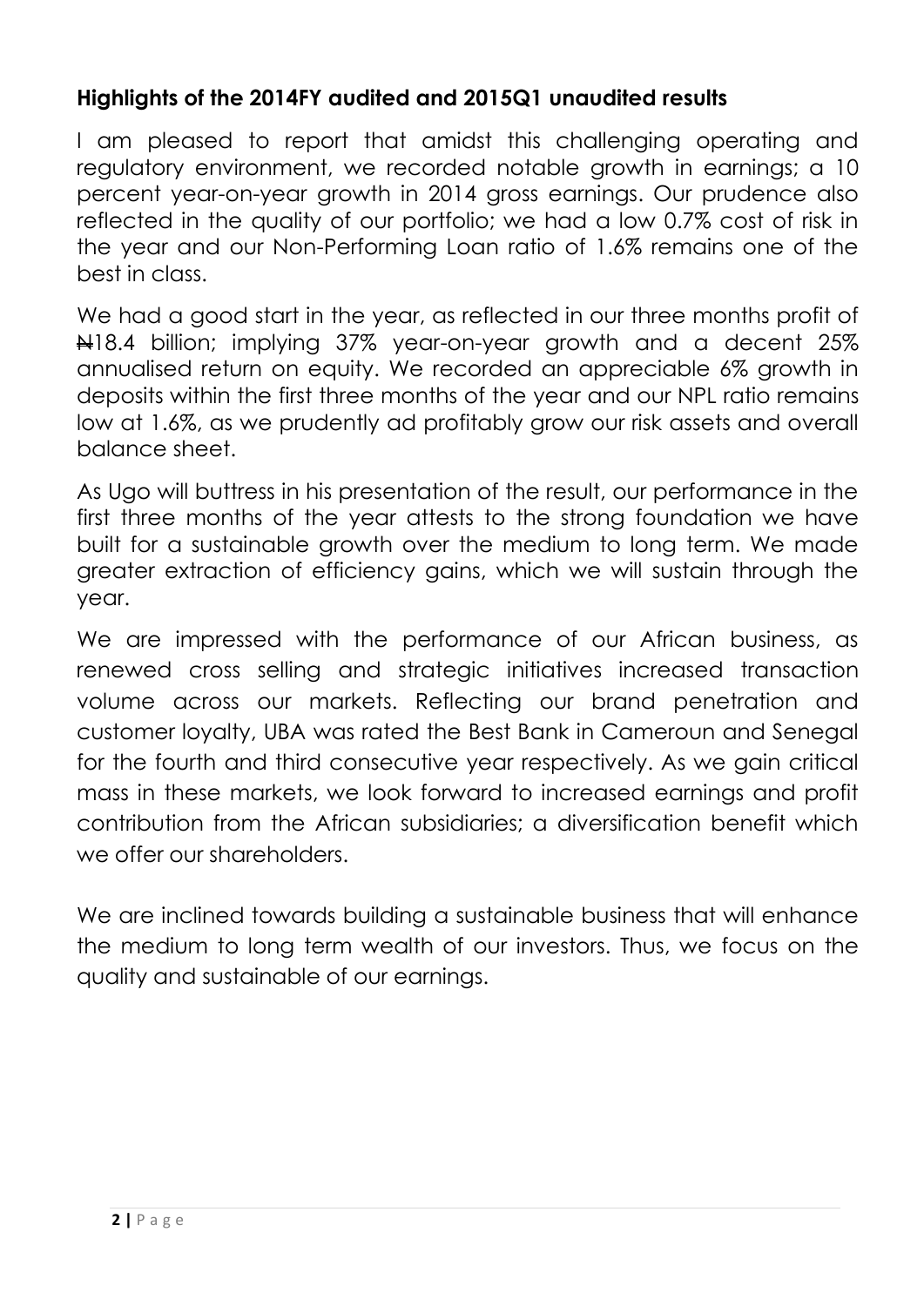**Highlights of the 2014FY audited and 2015Q1 unaudited results**

I am pleased to report that amidst this challenging operating and regulatory environment, we recorded notable growth in earnings; a 10 percent year-on-year growth in 2014 gross earnings. Our prudence also reflected in the quality of our portfolio; we had a low 0.7% cost of risk in the year and our Non-Performing Loan ratio of 1.6% remains one of the best in class.

We had a good start in the year, as reflected in our three months profit of ₦18.4 billion; implying 37% year-on-year growth and a decent 25% annualised return on equity. We recorded an appreciable 6% growth in deposits within the first three months of the year and our NPL ratio remains low at 1.6%, as we prudently ad profitably grow our risk assets and overall balance sheet.

As Ugo will buttress in his presentation of the result, our performance in the first three months of the year attests to the strong foundation we have built for a sustainable growth over the medium to long term. We made greater extraction of efficiency gains, which we will sustain through the year.

We are impressed with the performance of our African business, as renewed cross selling and strategic initiatives increased transaction volume across our markets. Reflecting our brand penetration and customer loyalty, UBA was rated the Best Bank in Cameroun and Senegal for the fourth and third consecutive year respectively. As we gain critical mass in these markets, we look forward to increased earnings and profit contribution from the African subsidiaries; a diversification benefit which we offer our shareholders.

We are inclined towards building a sustainable business that will enhance the medium to long term wealth of our investors. Thus, we focus on the quality and sustainable of our earnings.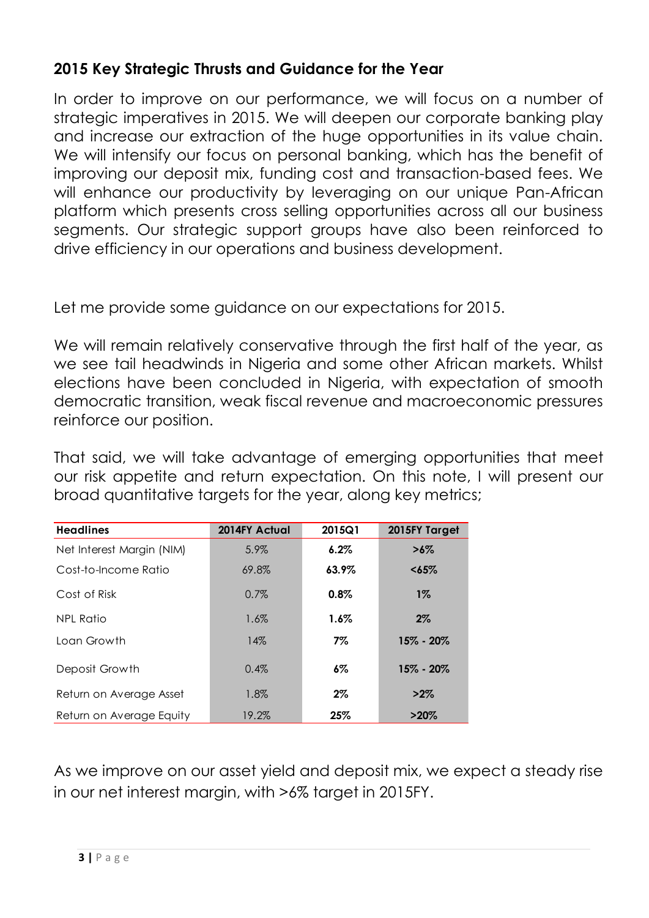## 2015 Key Strategic Thrusts and Guidance for the Year

In order to improve on our performance, we will focus on a number of strategic imperatives in 2015. We will deepen our corporate banking play and increase our extraction of the huge opportunities in its value chain. We will intensify our focus on personal banking, which has the benefit of improving our deposit mix, funding cost and transaction-based fees. We will enhance our productivity by leveraging on our unique Pan-African platform which presents cross selling opportunities across all our business segments. Our strategic support groups have also been reinforced to drive efficiency in our operations and business development.

Let me provide some guidance on our expectations for 2015.

We will remain relatively conservative through the first half of the year, as we see tail headwinds in Nigeria and some other African markets. Whilst elections have been concluded in Nigeria, with expectation of smooth democratic transition, weak fiscal revenue and macroeconomic pressures reinforce our position.

That said, we will take advantage of emerging opportunities that meet our risk appetite and return expectation. On this note, I will present our broad quantitative targets for the year, along key metrics;

| **Headlines** | **2014FY Actual** | **2015Q1** | **2015FY Target** |
|---|---|---|---|
| Net Interest Margin (NIM) | 5.9% | **6.2%** | **>6%** |
| Cost-to-Income Ratio | 69.8% | **63.9%** | **<65%** |
| Cost of Risk | 0.7% | **0.8%** | **1%** |
| NPL Ratio | 1.6% | **1.6%** | **2%** |
| Loan Growth | 14% | **7%** | **15% - 20%** |
| Deposit Growth | 0.4% | **6%** | **15% - 20%** |
| Return on Average Asset | 1.8% | **2%** | **>2%** |
| Return on Average Equity | 19.2% | **25%** | **>20%** |

As we improve on our asset yield and deposit mix, we expect a steady rise in our net interest margin, with >6% target in 2015FY.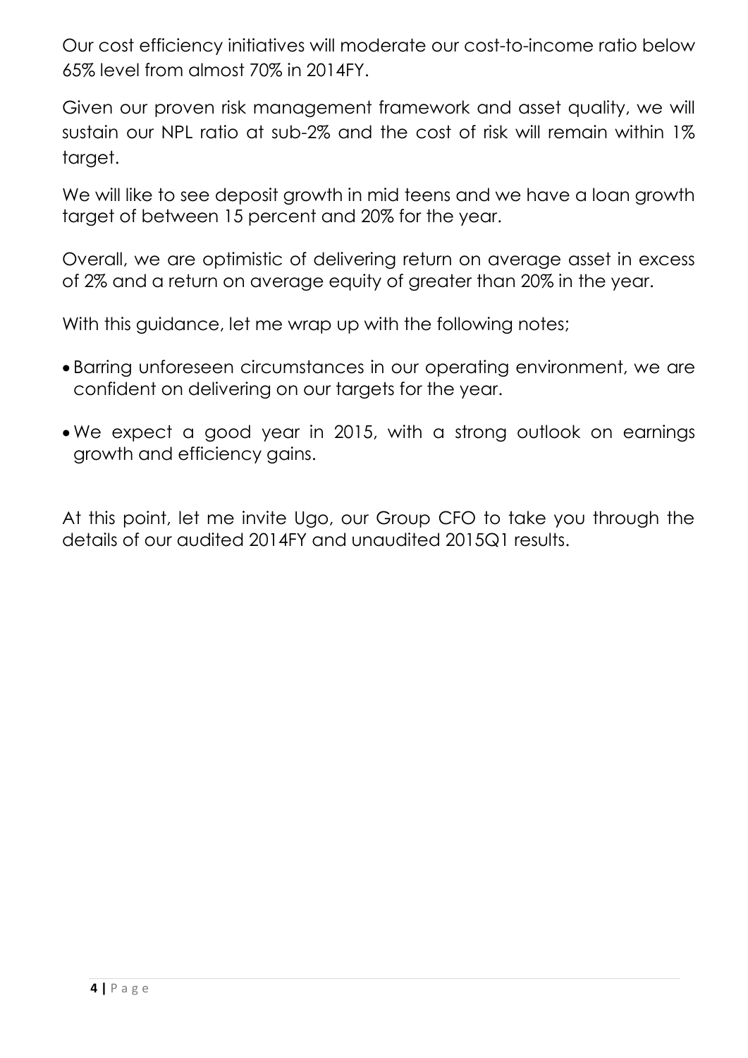Our cost efficiency initiatives will moderate our cost-to-income ratio below 65% level from almost 70% in 2014FY.

Given our proven risk management framework and asset quality, we will sustain our NPL ratio at sub-2% and the cost of risk will remain within 1% target.

We will like to see deposit growth in mid teens and we have a loan growth target of between 15 percent and 20% for the year.

Overall, we are optimistic of delivering return on average asset in excess of 2% and a return on average equity of greater than 20% in the year.

With this guidance, let me wrap up with the following notes;

- Barring unforeseen circumstances in our operating environment, we are confident on delivering on our targets for the year.
- We expect a good year in 2015, with a strong outlook on earnings growth and efficiency gains.

At this point, let me invite Ugo, our Group CFO to take you through the details of our audited 2014FY and unaudited 2015Q1 results.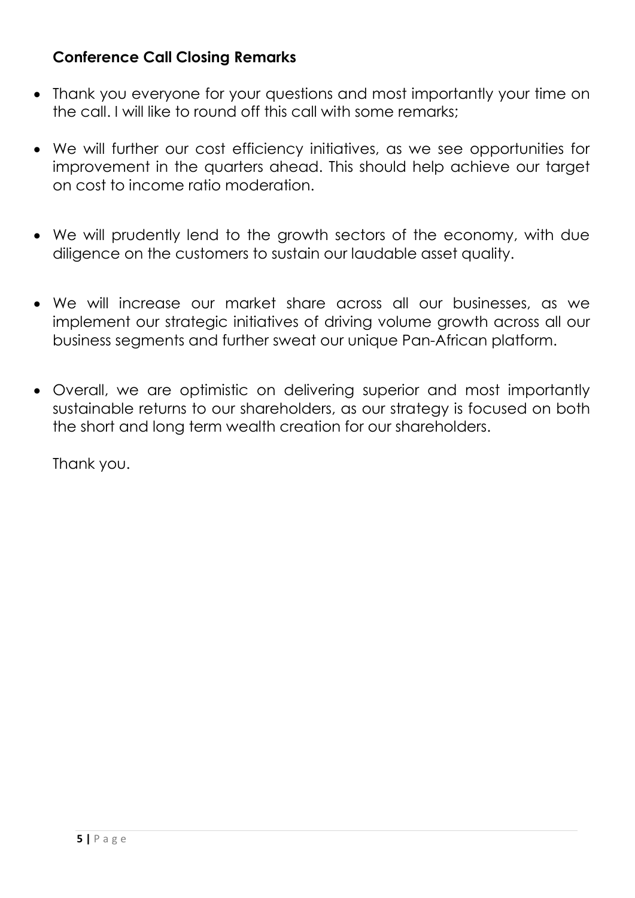**Conference Call Closing Remarks**

- Thank you everyone for your questions and most importantly your time on the call. I will like to round off this call with some remarks;

- We will further our cost efficiency initiatives, as we see opportunities for improvement in the quarters ahead. This should help achieve our target on cost to income ratio moderation.

- We will prudently lend to the growth sectors of the economy, with due diligence on the customers to sustain our laudable asset quality.

- We will increase our market share across all our businesses, as we implement our strategic initiatives of driving volume growth across all our business segments and further sweat our unique Pan-African platform.

- Overall, we are optimistic on delivering superior and most importantly sustainable returns to our shareholders, as our strategy is focused on both the short and long term wealth creation for our shareholders.

  Thank you.